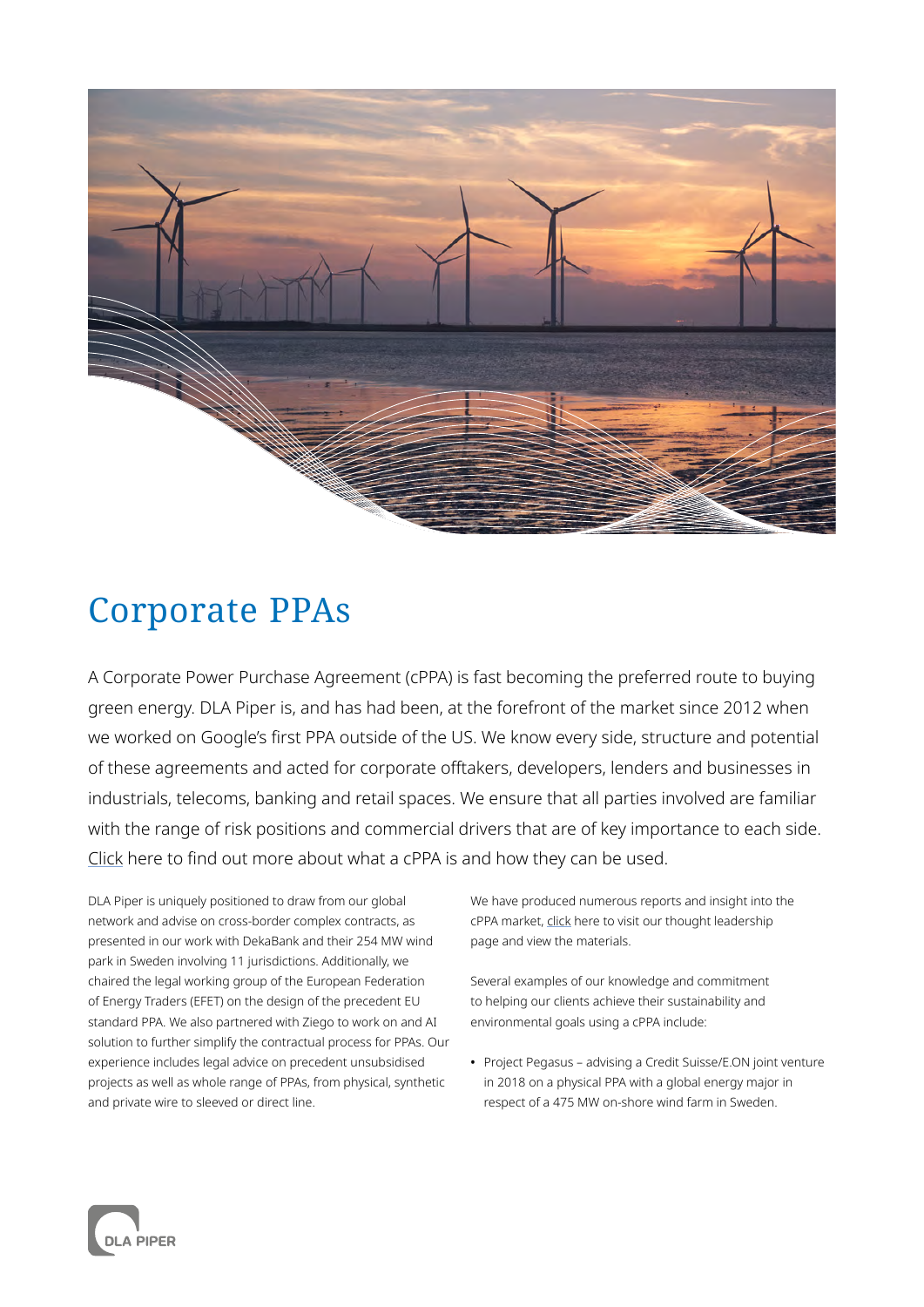# Corporate PPAs

A Corporate Power Purchase Agreement (cPPA) is fast becoming the preferred route to buying green energy. DLA Piper is, and has had been, at the forefront of the market since 2012 when we worked on Google's first PPA outside of the US. We know every side, structure and potential of these agreements and acted for corporate offtakers, developers, lenders and businesses in industrials, telecoms, banking and retail spaces. We ensure that all parties involved are familiar with the range of risk positions and commercial drivers that are of key importance to each side. Click here to find out more about what a cPPA is and how they can be used.

DLA Piper is uniquely positioned to draw from our global network and advise on cross-border complex contracts, as presented in our work with DekaBank and their 254 MW wind park in Sweden involving 11 jurisdictions. Additionally, we chaired the legal working group of the European Federation of Energy Traders (EFET) on the design of the precedent EU standard PPA. We also partnered with Ziego to work on and AI solution to further simplify the contractual process for PPAs. Our experience includes legal advice on precedent unsubsidised projects as well as whole range of PPAs, from physical, synthetic and private wire to sleeved or direct line.

We have produced numerous reports and insight into the cPPA market, click here to visit our thought leadership page and view the materials.

Several examples of our knowledge and commitment to helping our clients achieve their sustainability and environmental goals using a cPPA include:

- Project Pegasus – advising a Credit Suisse/E.ON joint venture in 2018 on a physical PPA with a global energy major in respect of a 475 MW on-shore wind farm in Sweden.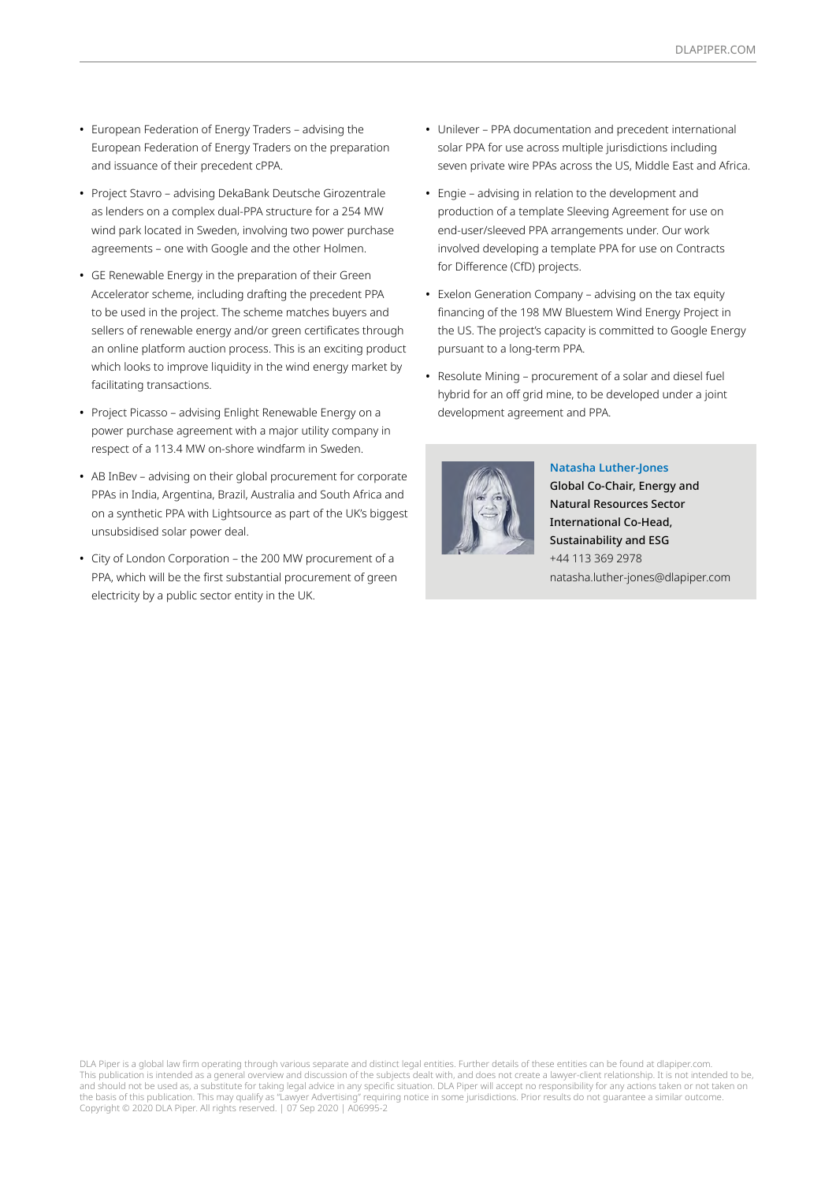- European Federation of Energy Traders – advising the European Federation of Energy Traders on the preparation and issuance of their precedent cPPA.
- Project Stavro – advising DekaBank Deutsche Girozentrale as lenders on a complex dual-PPA structure for a 254 MW wind park located in Sweden, involving two power purchase agreements – one with Google and the other Holmen.
- GE Renewable Energy in the preparation of their Green Accelerator scheme, including drafting the precedent PPA to be used in the project. The scheme matches buyers and sellers of renewable energy and/or green certificates through an online platform auction process. This is an exciting product which looks to improve liquidity in the wind energy market by facilitating transactions.
- Project Picasso – advising Enlight Renewable Energy on a power purchase agreement with a major utility company in respect of a 113.4 MW on-shore windfarm in Sweden.
- AB InBev – advising on their global procurement for corporate PPAs in India, Argentina, Brazil, Australia and South Africa and on a synthetic PPA with Lightsource as part of the UK's biggest unsubsidised solar power deal.
- City of London Corporation – the 200 MW procurement of a PPA, which will be the first substantial procurement of green electricity by a public sector entity in the UK.
- Unilever – PPA documentation and precedent international solar PPA for use across multiple jurisdictions including seven private wire PPAs across the US, Middle East and Africa.
- Engie – advising in relation to the development and production of a template Sleeving Agreement for use on end-user/sleeved PPA arrangements under. Our work involved developing a template PPA for use on Contracts for Difference (CfD) projects.
- Exelon Generation Company – advising on the tax equity financing of the 198 MW Bluestem Wind Energy Project in the US. The project's capacity is committed to Google Energy pursuant to a long-term PPA.
- Resolute Mining – procurement of a solar and diesel fuel hybrid for an off grid mine, to be developed under a joint development agreement and PPA.

**Natasha Luther-Jones**
**Global Co-Chair, Energy and Natural Resources Sector**
**International Co-Head, Sustainability and ESG**
+44 113 369 2978
natasha.luther-jones@dlapiper.com

DLA Piper is a global law firm operating through various separate and distinct legal entities. Further details of these entities can be found at dlapiper.com. This publication is intended as a general overview and discussion of the subjects dealt with, and does not create a lawyer-client relationship. It is not intended to be, and should not be used as, a substitute for taking legal advice in any specific situation. DLA Piper will accept no responsibility for any actions taken or not taken on the basis of this publication. This may qualify as "Lawyer Advertising" requiring notice in some jurisdictions. Prior results do not guarantee a similar outcome. Copyright © 2020 DLA Piper. All rights reserved. | 07 Sep 2020 | A06995-2